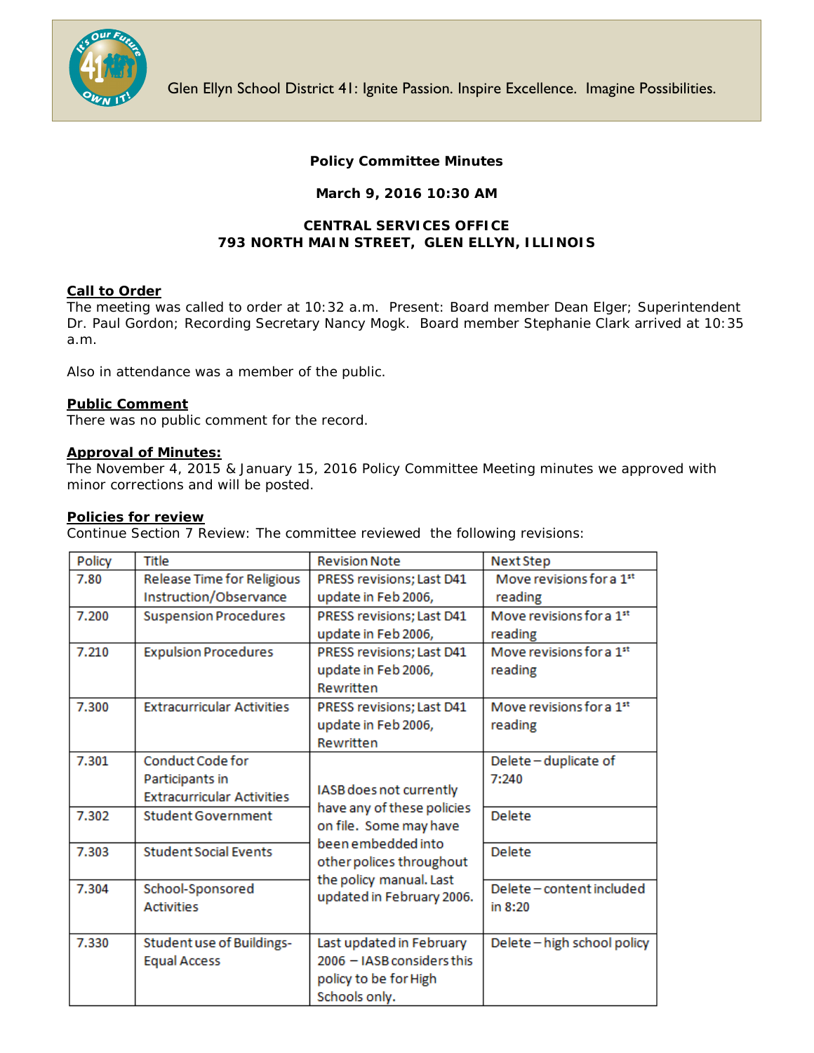Glen Ellyn School District 41: Ignite Passion. Inspire Excellence. Imagine Possibilities.

**Policy Committee Minutes**

**March 9, 2016 10:30 AM**

**CENTRAL SERVICES OFFICE**
**793 NORTH MAIN STREET, GLEN ELLYN, ILLINOIS**

## Call to Order

The meeting was called to order at 10:32 a.m. Present: Board member Dean Elger; Superintendent Dr. Paul Gordon; Recording Secretary Nancy Mogk. Board member Stephanie Clark arrived at 10:35 a.m.

Also in attendance was a member of the public.

## Public Comment

There was no public comment for the record.

## Approval of Minutes:

The November 4, 2015 & January 15, 2016 Policy Committee Meeting minutes we approved with minor corrections and will be posted.

## Policies for review

Continue Section 7 Review: The committee reviewed the following revisions:

| Policy | Title | Revision Note | Next Step |
|---|---|---|---|
| 7.80 | Release Time for Religious Instruction/Observance | PRESS revisions; Last D41 update in Feb 2006, | Move revisions for a 1st reading |
| 7.200 | Suspension Procedures | PRESS revisions; Last D41 update in Feb 2006, | Move revisions for a 1st reading |
| 7.210 | Expulsion Procedures | PRESS revisions; Last D41 update in Feb 2006, Rewritten | Move revisions for a 1st reading |
| 7.300 | Extracurricular Activities | PRESS revisions; Last D41 update in Feb 2006, Rewritten | Move revisions for a 1st reading |
| 7.301 | Conduct Code for Participants in Extracurricular Activities | IASB does not currently have any of these policies on file. Some may have been embedded into other polices throughout the policy manual. Last updated in February 2006. | Delete – duplicate of 7:240 |
| 7.302 | Student Government | | Delete |
| 7.303 | Student Social Events | | Delete |
| 7.304 | School-Sponsored Activities | | Delete – content included in 8:20 |
| 7.330 | Student use of Buildings-Equal Access | Last updated in February 2006 – IASB considers this policy to be for High Schools only. | Delete – high school policy |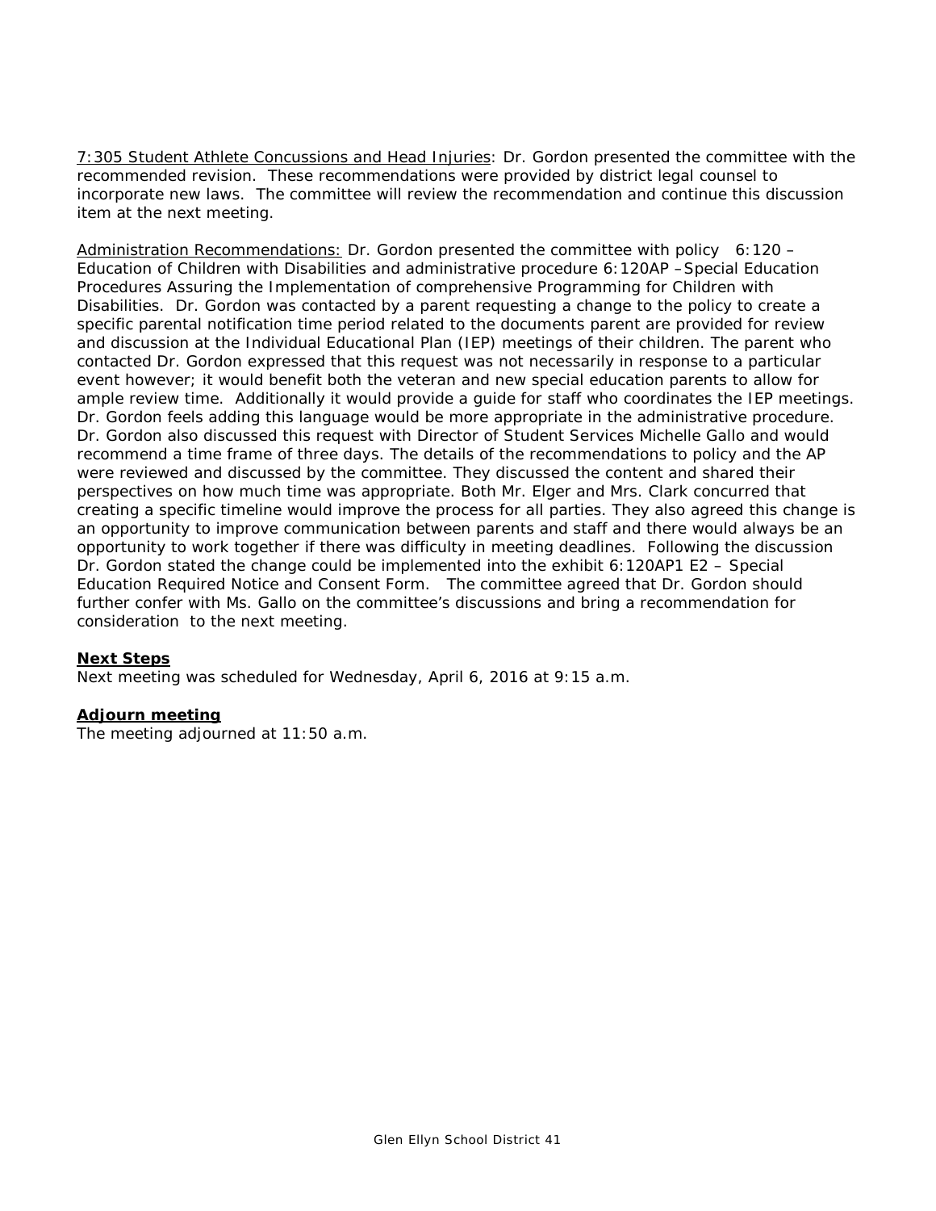7:305 Student Athlete Concussions and Head Injuries: Dr. Gordon presented the committee with the recommended revision. These recommendations were provided by district legal counsel to incorporate new laws. The committee will review the recommendation and continue this discussion item at the next meeting.

Administration Recommendations: Dr. Gordon presented the committee with policy 6:120 – Education of Children with Disabilities and administrative procedure 6:120AP –Special Education Procedures Assuring the Implementation of comprehensive Programming for Children with Disabilities. Dr. Gordon was contacted by a parent requesting a change to the policy to create a specific parental notification time period related to the documents parent are provided for review and discussion at the Individual Educational Plan (IEP) meetings of their children. The parent who contacted Dr. Gordon expressed that this request was not necessarily in response to a particular event however; it would benefit both the veteran and new special education parents to allow for ample review time. Additionally it would provide a guide for staff who coordinates the IEP meetings. Dr. Gordon feels adding this language would be more appropriate in the administrative procedure. Dr. Gordon also discussed this request with Director of Student Services Michelle Gallo and would recommend a time frame of three days. The details of the recommendations to policy and the AP were reviewed and discussed by the committee. They discussed the content and shared their perspectives on how much time was appropriate. Both Mr. Elger and Mrs. Clark concurred that creating a specific timeline would improve the process for all parties. They also agreed this change is an opportunity to improve communication between parents and staff and there would always be an opportunity to work together if there was difficulty in meeting deadlines. Following the discussion Dr. Gordon stated the change could be implemented into the exhibit 6:120AP1 E2 – Special Education Required Notice and Consent Form. The committee agreed that Dr. Gordon should further confer with Ms. Gallo on the committee's discussions and bring a recommendation for consideration to the next meeting.

**Next Steps**

Next meeting was scheduled for Wednesday, April 6, 2016 at 9:15 a.m.

**Adjourn meeting**

The meeting adjourned at 11:50 a.m.